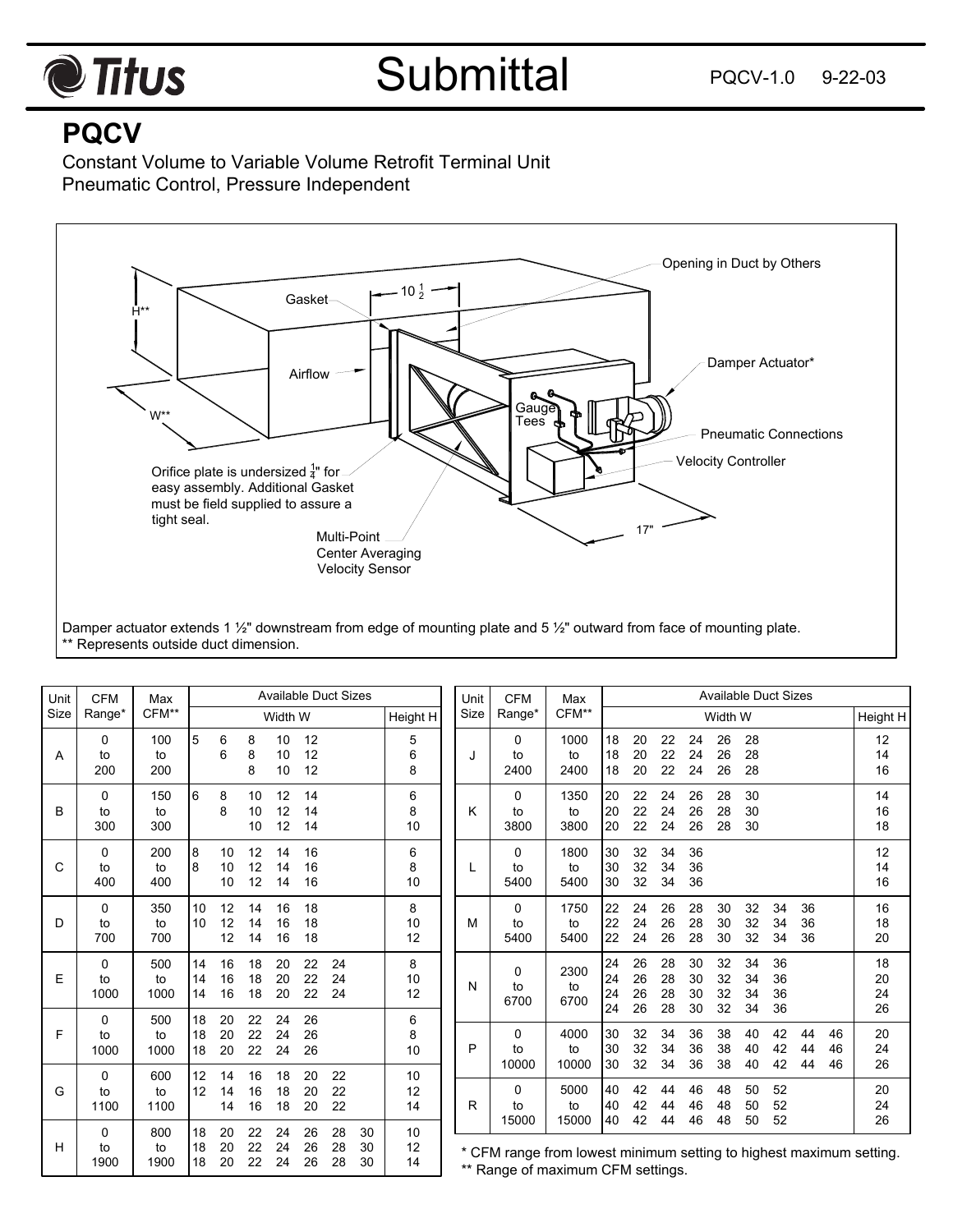# Submittal

PQCV-1.0 9-22-03

## PQCV

Constant Volume to Variable Volume Retrofit Terminal Unit
Pneumatic Control, Pressure Independent

Opening in Duct by Others

Gasket

$10\frac{1}{2}$

H**

Airflow

Damper Actuator*

W**

Gauge Tees

Pneumatic Connections

Velocity Controller

Orifice plate is undersized $\frac{1}{4}$" for easy assembly. Additional Gasket must be field supplied to assure a tight seal.

17"

Multi-Point Center Averaging Velocity Sensor

Damper actuator extends 1 ½" downstream from edge of mounting plate and 5 ½" outward from face of mounting plate.
** Represents outside duct dimension.

| Unit Size | CFM Range* | Max CFM** | Available Duct Sizes Width W | Height H |
|---|---|---|---|---|
| A | 0 to 200 | 100 to 200 | 5, 6, 8, 10, 12 / 6, 8, 10, 12 / 8, 10, 12 | 5 / 6 / 8 |
| B | 0 to 300 | 150 to 300 | 6, 8, 10, 12, 14 / 8, 10, 12, 14 / 10, 12, 14 | 6 / 8 / 10 |
| C | 0 to 400 | 200 to 400 | 8, 10, 12, 14, 16 / 8, 10, 12, 14, 16 / 10, 12, 14, 16 | 6 / 8 / 10 |
| D | 0 to 700 | 350 to 700 | 10, 12, 14, 16, 18 / 10, 12, 14, 16, 18 / 12, 14, 16, 18 | 8 / 10 / 12 |
| E | 0 to 1000 | 500 to 1000 | 14, 16, 18, 20, 22, 24 / 14, 16, 18, 20, 22, 24 / 14, 16, 18, 20, 22, 24 | 8 / 10 / 12 |
| F | 0 to 1000 | 500 to 1000 | 18, 20, 22, 24, 26 / 18, 20, 22, 24, 26 / 18, 20, 22, 24, 26 | 6 / 8 / 10 |
| G | 0 to 1100 | 600 to 1100 | 12, 14, 16, 18, 20, 22 / 12, 14, 16, 18, 20, 22 / 14, 16, 18, 20, 22 | 10 / 12 / 14 |
| H | 0 to 1900 | 800 to 1900 | 18, 20, 22, 24, 26, 28, 30 / 18, 20, 22, 24, 26, 28, 30 / 18, 20, 22, 24, 26, 28, 30 | 10 / 12 / 14 |
| J | 0 to 2400 | 1000 to 2400 | 18, 20, 22, 24, 26, 28 / 18, 20, 22, 24, 26, 28 / 18, 20, 22, 24, 26, 28 | 12 / 14 / 16 |
| K | 0 to 3800 | 1350 to 3800 | 20, 22, 24, 26, 28, 30 / 20, 22, 24, 26, 28, 30 / 20, 22, 24, 26, 28, 30 | 14 / 16 / 18 |
| L | 0 to 5400 | 1800 to 5400 | 30, 32, 34, 36 / 30, 32, 34, 36 / 30, 32, 34, 36 | 12 / 14 / 16 |
| M | 0 to 5400 | 1750 to 5400 | 22, 24, 26, 28, 30, 32, 34, 36 / 22, 24, 26, 28, 30, 32, 34, 36 / 22, 24, 26, 28, 30, 32, 34, 36 | 16 / 18 / 20 |
| N | 0 to 6700 | 2300 to 6700 | 24, 26, 28, 30, 32, 34, 36 / 24, 26, 28, 30, 32, 34, 36 / 24, 26, 28, 30, 32, 34, 36 / 24, 26, 28, 30, 32, 34, 36 | 18 / 20 / 24 / 26 |
| P | 0 to 10000 | 4000 to 10000 | 30, 32, 34, 36, 38, 40, 42, 44, 46 / 30, 32, 34, 36, 38, 40, 42, 44, 46 / 30, 32, 34, 36, 38, 40, 42, 44, 46 | 20 / 24 / 26 |
| R | 0 to 15000 | 5000 to 15000 | 40, 42, 44, 46, 48, 50, 52 / 40, 42, 44, 46, 48, 50, 52 / 40, 42, 44, 46, 48, 50, 52 | 20 / 24 / 26 |

\* CFM range from lowest minimum setting to highest maximum setting.
** Range of maximum CFM settings.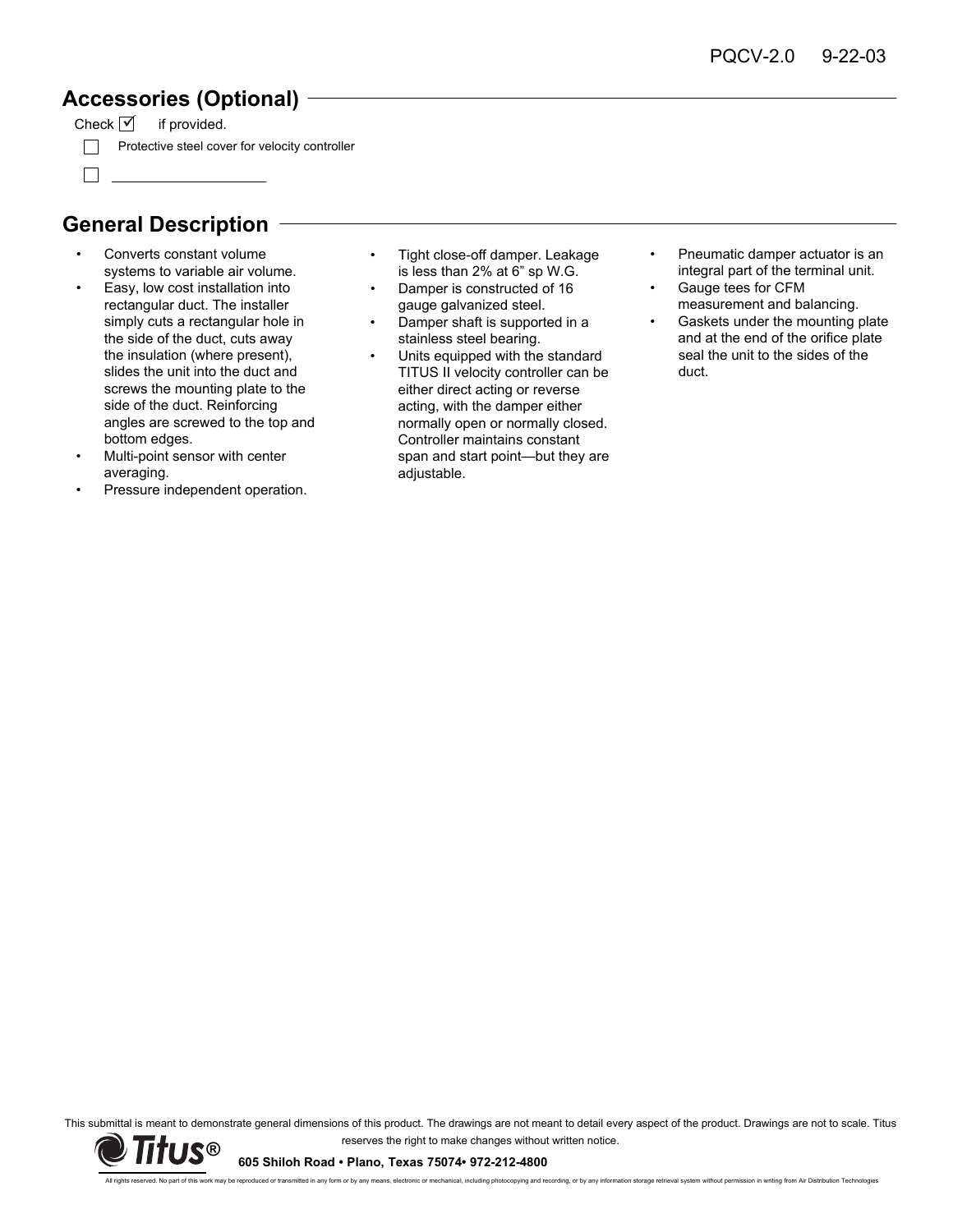## Accessories (Optional)

Check ☑ if provided.

- ☐ Protective steel cover for velocity controller
- ☐ ____________________

## General Description

- Converts constant volume systems to variable air volume.
- Easy, low cost installation into rectangular duct. The installer simply cuts a rectangular hole in the side of the duct, cuts away the insulation (where present), slides the unit into the duct and screws the mounting plate to the side of the duct. Reinforcing angles are screwed to the top and bottom edges.
- Multi-point sensor with center averaging.
- Pressure independent operation.
- Tight close-off damper. Leakage is less than 2% at 6" sp W.G.
- Damper is constructed of 16 gauge galvanized steel.
- Damper shaft is supported in a stainless steel bearing.
- Units equipped with the standard TITUS II velocity controller can be either direct acting or reverse acting, with the damper either normally open or normally closed. Controller maintains constant span and start point—but they are adjustable.
- Pneumatic damper actuator is an integral part of the terminal unit.
- Gauge tees for CFM measurement and balancing.
- Gaskets under the mounting plate and at the end of the orifice plate seal the unit to the sides of the duct.

This submittal is meant to demonstrate general dimensions of this product. The drawings are not meant to detail every aspect of the product. Drawings are not to scale. Titus reserves the right to make changes without written notice.

Titus®

**605 Shiloh Road • Plano, Texas 75074• 972-212-4800**

All rights reserved. No part of this work may be reproduced or transmitted in any form or by any means, electronic or mechanical, including photocopying and recording, or by any information storage retrieval system without permission in writing from Air Distribution Technologies